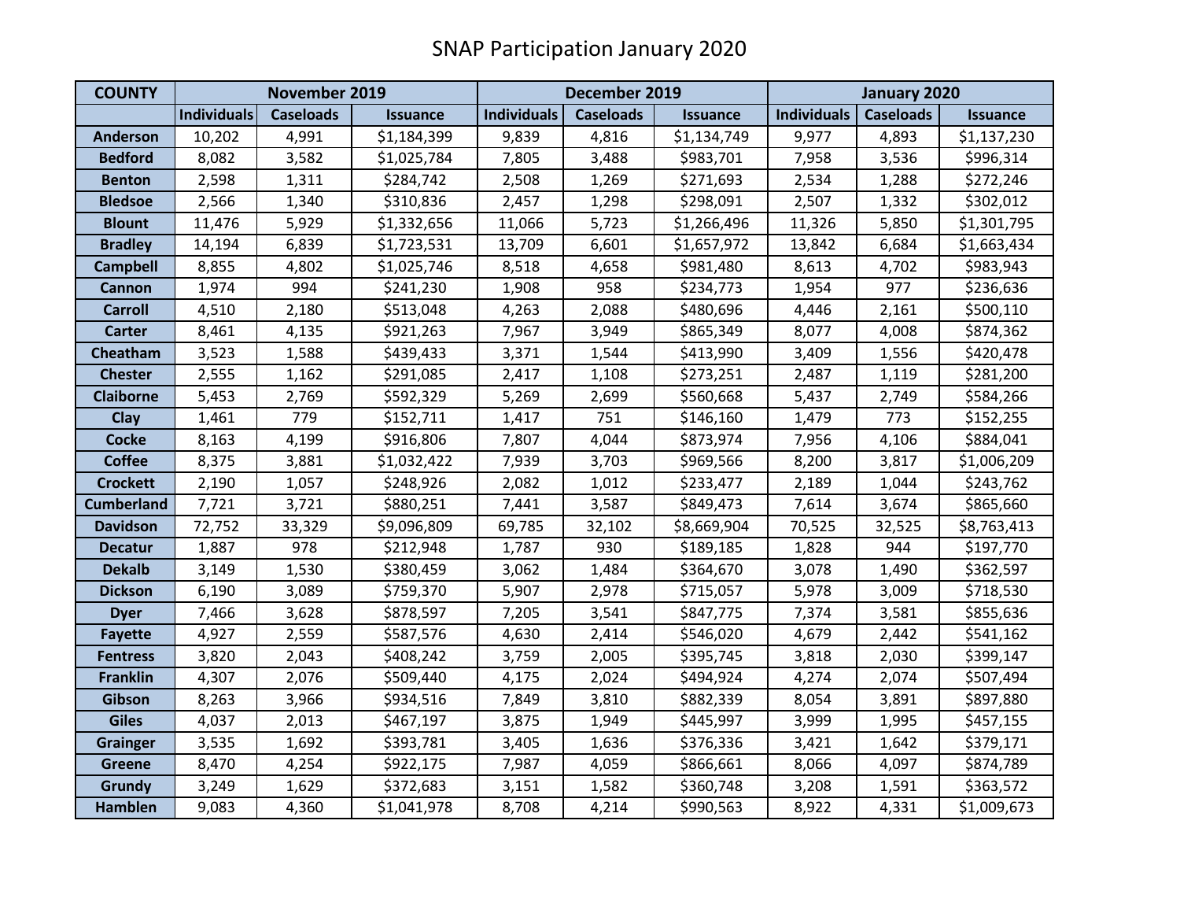# SNAP Participation January 2020

| COUNTY | November 2019 | | | December 2019 | | | January 2020 | | |
|---|---|---|---|---|---|---|---|---|---|
| | Individuals | Caseloads | Issuance | Individuals | Caseloads | Issuance | Individuals | Caseloads | Issuance |
| Anderson | 10,202 | 4,991 | $1,184,399 | 9,839 | 4,816 | $1,134,749 | 9,977 | 4,893 | $1,137,230 |
| Bedford | 8,082 | 3,582 | $1,025,784 | 7,805 | 3,488 | $983,701 | 7,958 | 3,536 | $996,314 |
| Benton | 2,598 | 1,311 | $284,742 | 2,508 | 1,269 | $271,693 | 2,534 | 1,288 | $272,246 |
| Bledsoe | 2,566 | 1,340 | $310,836 | 2,457 | 1,298 | $298,091 | 2,507 | 1,332 | $302,012 |
| Blount | 11,476 | 5,929 | $1,332,656 | 11,066 | 5,723 | $1,266,496 | 11,326 | 5,850 | $1,301,795 |
| Bradley | 14,194 | 6,839 | $1,723,531 | 13,709 | 6,601 | $1,657,972 | 13,842 | 6,684 | $1,663,434 |
| Campbell | 8,855 | 4,802 | $1,025,746 | 8,518 | 4,658 | $981,480 | 8,613 | 4,702 | $983,943 |
| Cannon | 1,974 | 994 | $241,230 | 1,908 | 958 | $234,773 | 1,954 | 977 | $236,636 |
| Carroll | 4,510 | 2,180 | $513,048 | 4,263 | 2,088 | $480,696 | 4,446 | 2,161 | $500,110 |
| Carter | 8,461 | 4,135 | $921,263 | 7,967 | 3,949 | $865,349 | 8,077 | 4,008 | $874,362 |
| Cheatham | 3,523 | 1,588 | $439,433 | 3,371 | 1,544 | $413,990 | 3,409 | 1,556 | $420,478 |
| Chester | 2,555 | 1,162 | $291,085 | 2,417 | 1,108 | $273,251 | 2,487 | 1,119 | $281,200 |
| Claiborne | 5,453 | 2,769 | $592,329 | 5,269 | 2,699 | $560,668 | 5,437 | 2,749 | $584,266 |
| Clay | 1,461 | 779 | $152,711 | 1,417 | 751 | $146,160 | 1,479 | 773 | $152,255 |
| Cocke | 8,163 | 4,199 | $916,806 | 7,807 | 4,044 | $873,974 | 7,956 | 4,106 | $884,041 |
| Coffee | 8,375 | 3,881 | $1,032,422 | 7,939 | 3,703 | $969,566 | 8,200 | 3,817 | $1,006,209 |
| Crockett | 2,190 | 1,057 | $248,926 | 2,082 | 1,012 | $233,477 | 2,189 | 1,044 | $243,762 |
| Cumberland | 7,721 | 3,721 | $880,251 | 7,441 | 3,587 | $849,473 | 7,614 | 3,674 | $865,660 |
| Davidson | 72,752 | 33,329 | $9,096,809 | 69,785 | 32,102 | $8,669,904 | 70,525 | 32,525 | $8,763,413 |
| Decatur | 1,887 | 978 | $212,948 | 1,787 | 930 | $189,185 | 1,828 | 944 | $197,770 |
| Dekalb | 3,149 | 1,530 | $380,459 | 3,062 | 1,484 | $364,670 | 3,078 | 1,490 | $362,597 |
| Dickson | 6,190 | 3,089 | $759,370 | 5,907 | 2,978 | $715,057 | 5,978 | 3,009 | $718,530 |
| Dyer | 7,466 | 3,628 | $878,597 | 7,205 | 3,541 | $847,775 | 7,374 | 3,581 | $855,636 |
| Fayette | 4,927 | 2,559 | $587,576 | 4,630 | 2,414 | $546,020 | 4,679 | 2,442 | $541,162 |
| Fentress | 3,820 | 2,043 | $408,242 | 3,759 | 2,005 | $395,745 | 3,818 | 2,030 | $399,147 |
| Franklin | 4,307 | 2,076 | $509,440 | 4,175 | 2,024 | $494,924 | 4,274 | 2,074 | $507,494 |
| Gibson | 8,263 | 3,966 | $934,516 | 7,849 | 3,810 | $882,339 | 8,054 | 3,891 | $897,880 |
| Giles | 4,037 | 2,013 | $467,197 | 3,875 | 1,949 | $445,997 | 3,999 | 1,995 | $457,155 |
| Grainger | 3,535 | 1,692 | $393,781 | 3,405 | 1,636 | $376,336 | 3,421 | 1,642 | $379,171 |
| Greene | 8,470 | 4,254 | $922,175 | 7,987 | 4,059 | $866,661 | 8,066 | 4,097 | $874,789 |
| Grundy | 3,249 | 1,629 | $372,683 | 3,151 | 1,582 | $360,748 | 3,208 | 1,591 | $363,572 |
| Hamblen | 9,083 | 4,360 | $1,041,978 | 8,708 | 4,214 | $990,563 | 8,922 | 4,331 | $1,009,673 |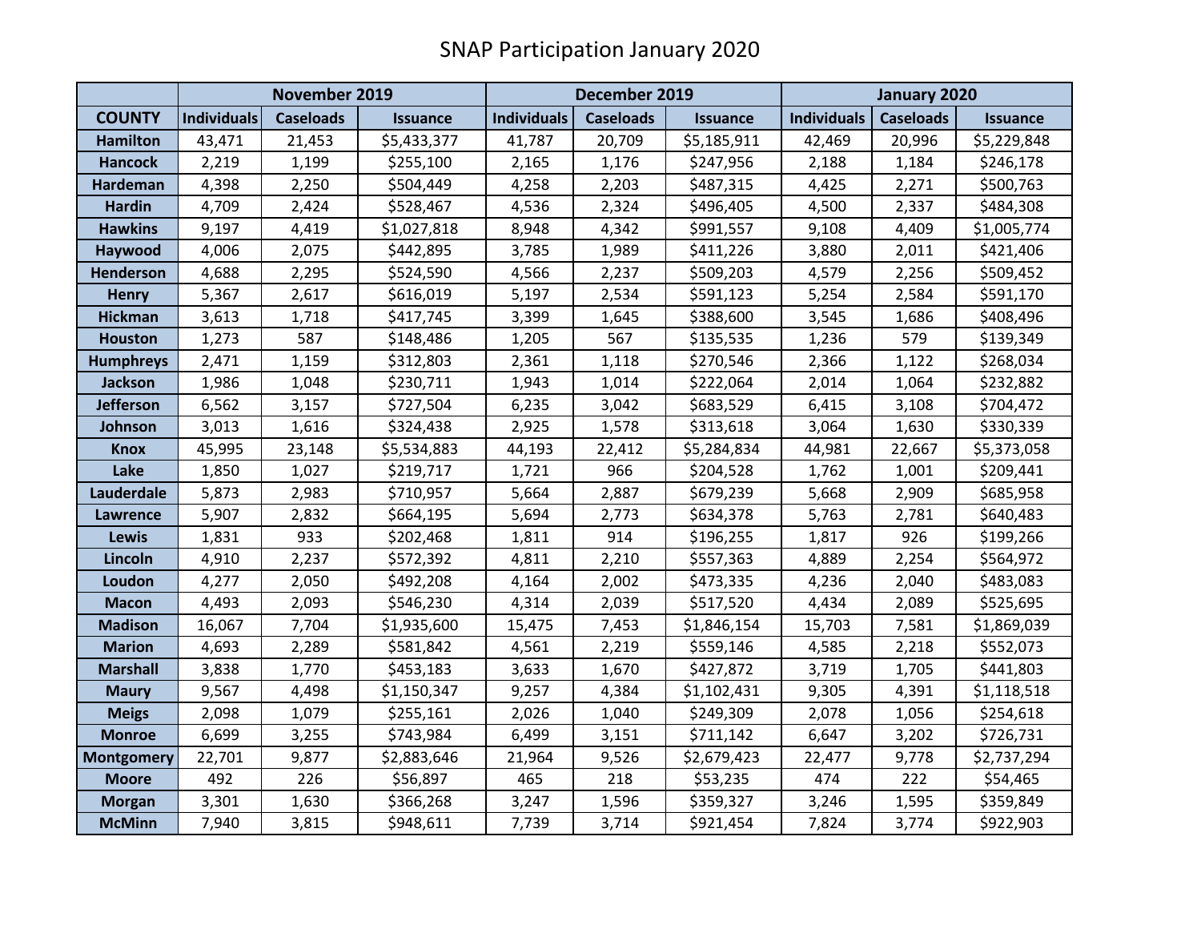# SNAP Participation January 2020

| | November 2019 | | | December 2019 | | | January 2020 | | |
|---|---|---|---|---|---|---|---|---|---|
| **COUNTY** | **Individuals** | **Caseloads** | **Issuance** | **Individuals** | **Caseloads** | **Issuance** | **Individuals** | **Caseloads** | **Issuance** |
| **Hamilton** | 43,471 | 21,453 | $5,433,377 | 41,787 | 20,709 | $5,185,911 | 42,469 | 20,996 | $5,229,848 |
| **Hancock** | 2,219 | 1,199 | $255,100 | 2,165 | 1,176 | $247,956 | 2,188 | 1,184 | $246,178 |
| **Hardeman** | 4,398 | 2,250 | $504,449 | 4,258 | 2,203 | $487,315 | 4,425 | 2,271 | $500,763 |
| **Hardin** | 4,709 | 2,424 | $528,467 | 4,536 | 2,324 | $496,405 | 4,500 | 2,337 | $484,308 |
| **Hawkins** | 9,197 | 4,419 | $1,027,818 | 8,948 | 4,342 | $991,557 | 9,108 | 4,409 | $1,005,774 |
| **Haywood** | 4,006 | 2,075 | $442,895 | 3,785 | 1,989 | $411,226 | 3,880 | 2,011 | $421,406 |
| **Henderson** | 4,688 | 2,295 | $524,590 | 4,566 | 2,237 | $509,203 | 4,579 | 2,256 | $509,452 |
| **Henry** | 5,367 | 2,617 | $616,019 | 5,197 | 2,534 | $591,123 | 5,254 | 2,584 | $591,170 |
| **Hickman** | 3,613 | 1,718 | $417,745 | 3,399 | 1,645 | $388,600 | 3,545 | 1,686 | $408,496 |
| **Houston** | 1,273 | 587 | $148,486 | 1,205 | 567 | $135,535 | 1,236 | 579 | $139,349 |
| **Humphreys** | 2,471 | 1,159 | $312,803 | 2,361 | 1,118 | $270,546 | 2,366 | 1,122 | $268,034 |
| **Jackson** | 1,986 | 1,048 | $230,711 | 1,943 | 1,014 | $222,064 | 2,014 | 1,064 | $232,882 |
| **Jefferson** | 6,562 | 3,157 | $727,504 | 6,235 | 3,042 | $683,529 | 6,415 | 3,108 | $704,472 |
| **Johnson** | 3,013 | 1,616 | $324,438 | 2,925 | 1,578 | $313,618 | 3,064 | 1,630 | $330,339 |
| **Knox** | 45,995 | 23,148 | $5,534,883 | 44,193 | 22,412 | $5,284,834 | 44,981 | 22,667 | $5,373,058 |
| **Lake** | 1,850 | 1,027 | $219,717 | 1,721 | 966 | $204,528 | 1,762 | 1,001 | $209,441 |
| **Lauderdale** | 5,873 | 2,983 | $710,957 | 5,664 | 2,887 | $679,239 | 5,668 | 2,909 | $685,958 |
| **Lawrence** | 5,907 | 2,832 | $664,195 | 5,694 | 2,773 | $634,378 | 5,763 | 2,781 | $640,483 |
| **Lewis** | 1,831 | 933 | $202,468 | 1,811 | 914 | $196,255 | 1,817 | 926 | $199,266 |
| **Lincoln** | 4,910 | 2,237 | $572,392 | 4,811 | 2,210 | $557,363 | 4,889 | 2,254 | $564,972 |
| **Loudon** | 4,277 | 2,050 | $492,208 | 4,164 | 2,002 | $473,335 | 4,236 | 2,040 | $483,083 |
| **Macon** | 4,493 | 2,093 | $546,230 | 4,314 | 2,039 | $517,520 | 4,434 | 2,089 | $525,695 |
| **Madison** | 16,067 | 7,704 | $1,935,600 | 15,475 | 7,453 | $1,846,154 | 15,703 | 7,581 | $1,869,039 |
| **Marion** | 4,693 | 2,289 | $581,842 | 4,561 | 2,219 | $559,146 | 4,585 | 2,218 | $552,073 |
| **Marshall** | 3,838 | 1,770 | $453,183 | 3,633 | 1,670 | $427,872 | 3,719 | 1,705 | $441,803 |
| **Maury** | 9,567 | 4,498 | $1,150,347 | 9,257 | 4,384 | $1,102,431 | 9,305 | 4,391 | $1,118,518 |
| **Meigs** | 2,098 | 1,079 | $255,161 | 2,026 | 1,040 | $249,309 | 2,078 | 1,056 | $254,618 |
| **Monroe** | 6,699 | 3,255 | $743,984 | 6,499 | 3,151 | $711,142 | 6,647 | 3,202 | $726,731 |
| **Montgomery** | 22,701 | 9,877 | $2,883,646 | 21,964 | 9,526 | $2,679,423 | 22,477 | 9,778 | $2,737,294 |
| **Moore** | 492 | 226 | $56,897 | 465 | 218 | $53,235 | 474 | 222 | $54,465 |
| **Morgan** | 3,301 | 1,630 | $366,268 | 3,247 | 1,596 | $359,327 | 3,246 | 1,595 | $359,849 |
| **McMinn** | 7,940 | 3,815 | $948,611 | 7,739 | 3,714 | $921,454 | 7,824 | 3,774 | $922,903 |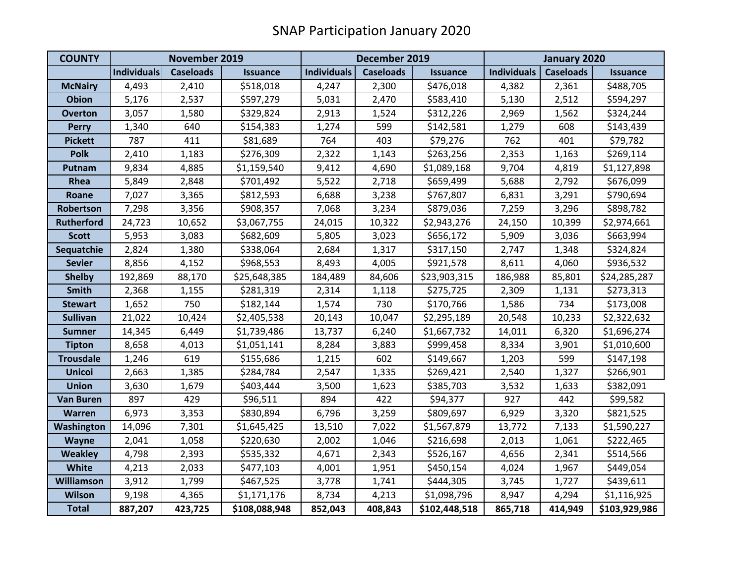# SNAP Participation January 2020

| COUNTY | November 2019 | | | December 2019 | | | January 2020 | | |
|---|---|---|---|---|---|---|---|---|---|
| | Individuals | Caseloads | Issuance | Individuals | Caseloads | Issuance | Individuals | Caseloads | Issuance |
| McNairy | 4,493 | 2,410 | $518,018 | 4,247 | 2,300 | $476,018 | 4,382 | 2,361 | $488,705 |
| Obion | 5,176 | 2,537 | $597,279 | 5,031 | 2,470 | $583,410 | 5,130 | 2,512 | $594,297 |
| Overton | 3,057 | 1,580 | $329,824 | 2,913 | 1,524 | $312,226 | 2,969 | 1,562 | $324,244 |
| Perry | 1,340 | 640 | $154,383 | 1,274 | 599 | $142,581 | 1,279 | 608 | $143,439 |
| Pickett | 787 | 411 | $81,689 | 764 | 403 | $79,276 | 762 | 401 | $79,782 |
| Polk | 2,410 | 1,183 | $276,309 | 2,322 | 1,143 | $263,256 | 2,353 | 1,163 | $269,114 |
| Putnam | 9,834 | 4,885 | $1,159,540 | 9,412 | 4,690 | $1,089,168 | 9,704 | 4,819 | $1,127,898 |
| Rhea | 5,849 | 2,848 | $701,492 | 5,522 | 2,718 | $659,499 | 5,688 | 2,792 | $676,099 |
| Roane | 7,027 | 3,365 | $812,593 | 6,688 | 3,238 | $767,807 | 6,831 | 3,291 | $790,694 |
| Robertson | 7,298 | 3,356 | $908,357 | 7,068 | 3,234 | $879,036 | 7,259 | 3,296 | $898,782 |
| Rutherford | 24,723 | 10,652 | $3,067,755 | 24,015 | 10,322 | $2,943,276 | 24,150 | 10,399 | $2,974,661 |
| Scott | 5,953 | 3,083 | $682,609 | 5,805 | 3,023 | $656,172 | 5,909 | 3,036 | $663,994 |
| Sequatchie | 2,824 | 1,380 | $338,064 | 2,684 | 1,317 | $317,150 | 2,747 | 1,348 | $324,824 |
| Sevier | 8,856 | 4,152 | $968,553 | 8,493 | 4,005 | $921,578 | 8,611 | 4,060 | $936,532 |
| Shelby | 192,869 | 88,170 | $25,648,385 | 184,489 | 84,606 | $23,903,315 | 186,988 | 85,801 | $24,285,287 |
| Smith | 2,368 | 1,155 | $281,319 | 2,314 | 1,118 | $275,725 | 2,309 | 1,131 | $273,313 |
| Stewart | 1,652 | 750 | $182,144 | 1,574 | 730 | $170,766 | 1,586 | 734 | $173,008 |
| Sullivan | 21,022 | 10,424 | $2,405,538 | 20,143 | 10,047 | $2,295,189 | 20,548 | 10,233 | $2,322,632 |
| Sumner | 14,345 | 6,449 | $1,739,486 | 13,737 | 6,240 | $1,667,732 | 14,011 | 6,320 | $1,696,274 |
| Tipton | 8,658 | 4,013 | $1,051,141 | 8,284 | 3,883 | $999,458 | 8,334 | 3,901 | $1,010,600 |
| Trousdale | 1,246 | 619 | $155,686 | 1,215 | 602 | $149,667 | 1,203 | 599 | $147,198 |
| Unicoi | 2,663 | 1,385 | $284,784 | 2,547 | 1,335 | $269,421 | 2,540 | 1,327 | $266,901 |
| Union | 3,630 | 1,679 | $403,444 | 3,500 | 1,623 | $385,703 | 3,532 | 1,633 | $382,091 |
| Van Buren | 897 | 429 | $96,511 | 894 | 422 | $94,377 | 927 | 442 | $99,582 |
| Warren | 6,973 | 3,353 | $830,894 | 6,796 | 3,259 | $809,697 | 6,929 | 3,320 | $821,525 |
| Washington | 14,096 | 7,301 | $1,645,425 | 13,510 | 7,022 | $1,567,879 | 13,772 | 7,133 | $1,590,227 |
| Wayne | 2,041 | 1,058 | $220,630 | 2,002 | 1,046 | $216,698 | 2,013 | 1,061 | $222,465 |
| Weakley | 4,798 | 2,393 | $535,332 | 4,671 | 2,343 | $526,167 | 4,656 | 2,341 | $514,566 |
| White | 4,213 | 2,033 | $477,103 | 4,001 | 1,951 | $450,154 | 4,024 | 1,967 | $449,054 |
| Williamson | 3,912 | 1,799 | $467,525 | 3,778 | 1,741 | $444,305 | 3,745 | 1,727 | $439,611 |
| Wilson | 9,198 | 4,365 | $1,171,176 | 8,734 | 4,213 | $1,098,796 | 8,947 | 4,294 | $1,116,925 |
| **Total** | **887,207** | **423,725** | **$108,088,948** | **852,043** | **408,843** | **$102,448,518** | **865,718** | **414,949** | **$103,929,986** |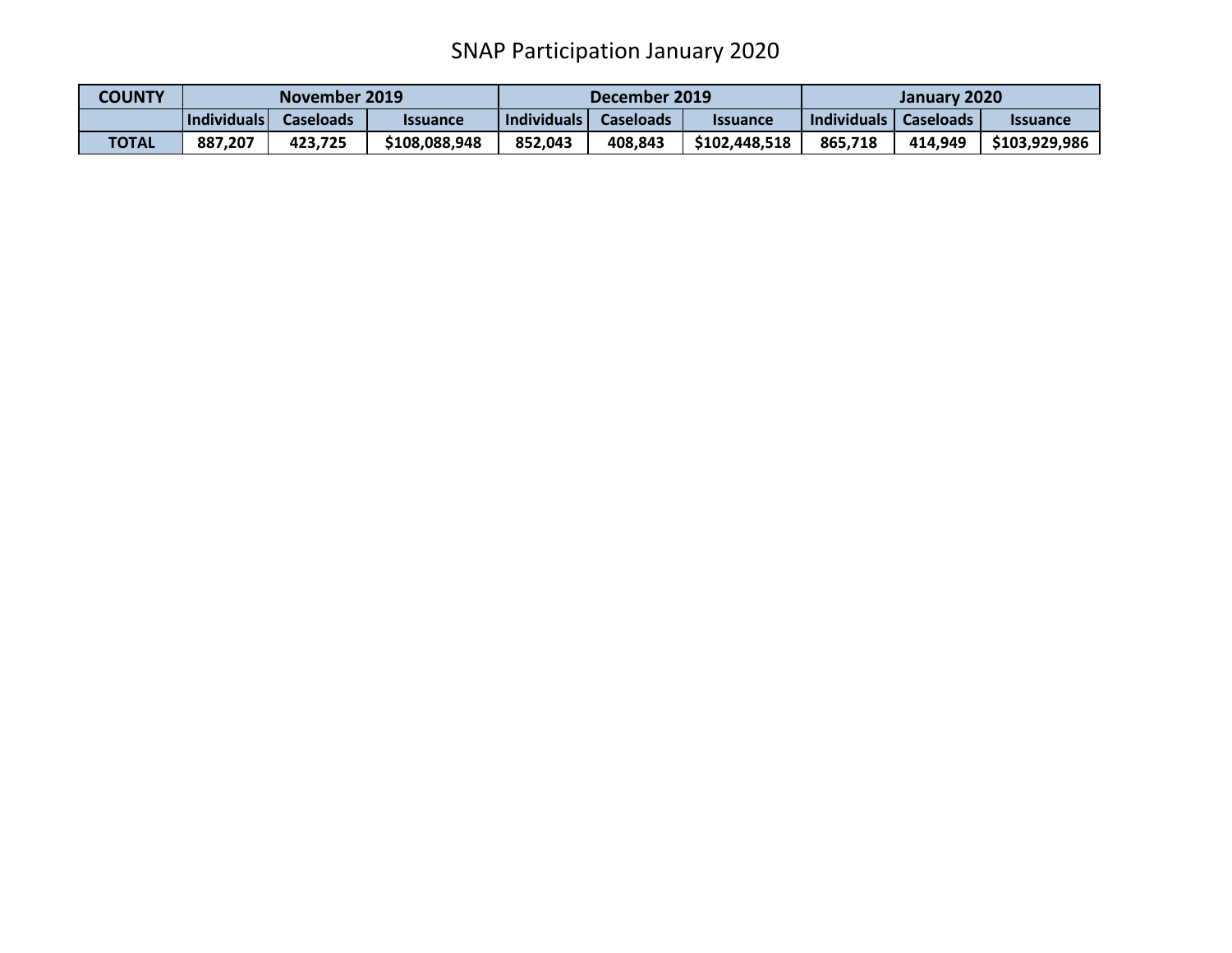# SNAP Participation January 2020

| COUNTY | November 2019 | | | December 2019 | | | January 2020 | | |
|---|---|---|---|---|---|---|---|---|---|
| | Individuals | Caseloads | Issuance | Individuals | Caseloads | Issuance | Individuals | Caseloads | Issuance |
| **TOTAL** | **887,207** | **423,725** | **$108,088,948** | **852,043** | **408,843** | **$102,448,518** | **865,718** | **414,949** | **$103,929,986** |